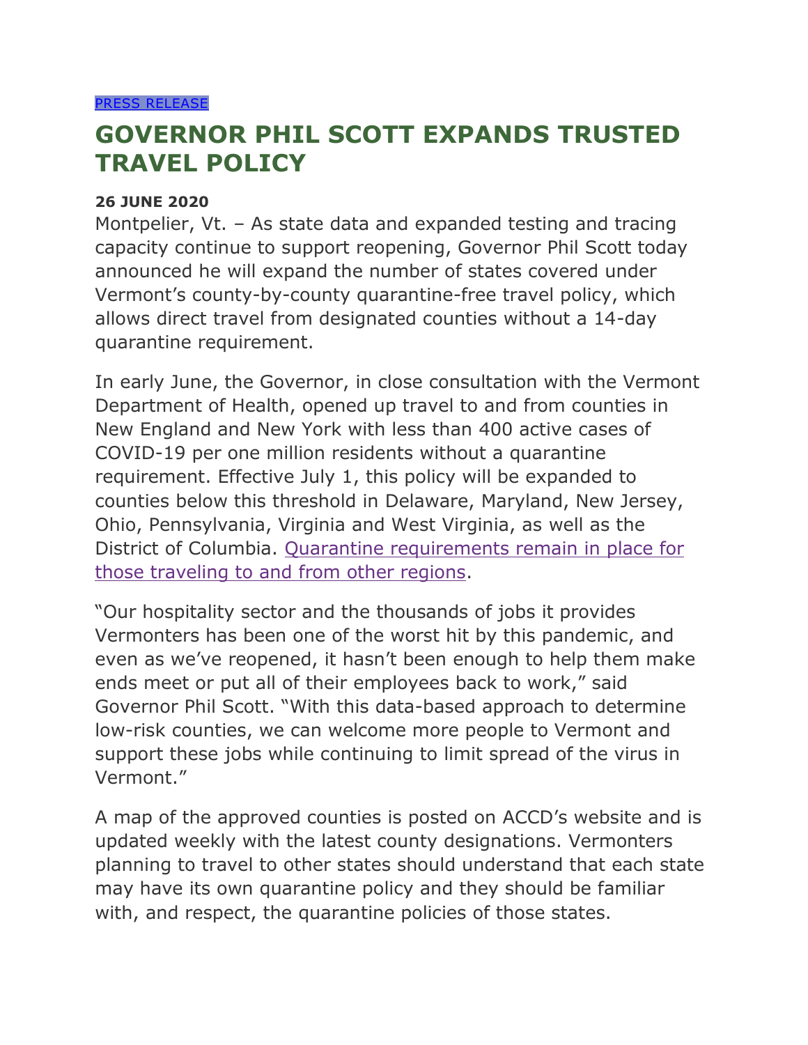PRESS RELEASE

# GOVERNOR PHIL SCOTT EXPANDS TRUSTED TRAVEL POLICY

**26 JUNE 2020**

Montpelier, Vt. – As state data and expanded testing and tracing capacity continue to support reopening, Governor Phil Scott today announced he will expand the number of states covered under Vermont's county-by-county quarantine-free travel policy, which allows direct travel from designated counties without a 14-day quarantine requirement.

In early June, the Governor, in close consultation with the Vermont Department of Health, opened up travel to and from counties in New England and New York with less than 400 active cases of COVID-19 per one million residents without a quarantine requirement. Effective July 1, this policy will be expanded to counties below this threshold in Delaware, Maryland, New Jersey, Ohio, Pennsylvania, Virginia and West Virginia, as well as the District of Columbia. Quarantine requirements remain in place for those traveling to and from other regions.

"Our hospitality sector and the thousands of jobs it provides Vermonters has been one of the worst hit by this pandemic, and even as we've reopened, it hasn't been enough to help them make ends meet or put all of their employees back to work," said Governor Phil Scott. "With this data-based approach to determine low-risk counties, we can welcome more people to Vermont and support these jobs while continuing to limit spread of the virus in Vermont."

A map of the approved counties is posted on ACCD's website and is updated weekly with the latest county designations. Vermonters planning to travel to other states should understand that each state may have its own quarantine policy and they should be familiar with, and respect, the quarantine policies of those states.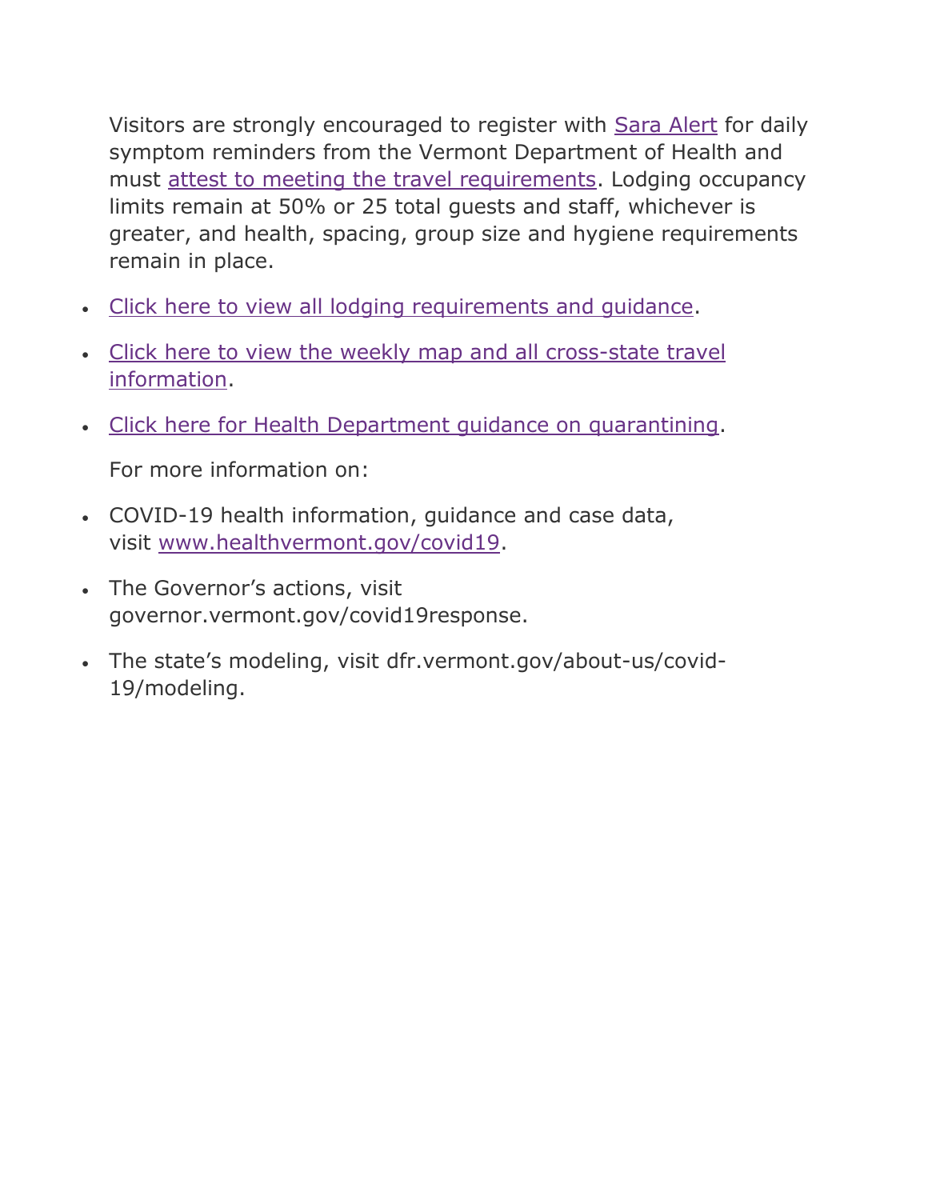Visitors are strongly encouraged to register with Sara Alert for daily symptom reminders from the Vermont Department of Health and must attest to meeting the travel requirements. Lodging occupancy limits remain at 50% or 25 total guests and staff, whichever is greater, and health, spacing, group size and hygiene requirements remain in place.

- Click here to view all lodging requirements and guidance.
- Click here to view the weekly map and all cross-state travel information.
- Click here for Health Department guidance on quarantining.

For more information on:

- COVID-19 health information, guidance and case data, visit www.healthvermont.gov/covid19.
- The Governor's actions, visit governor.vermont.gov/covid19response.
- The state's modeling, visit dfr.vermont.gov/about-us/covid-19/modeling.